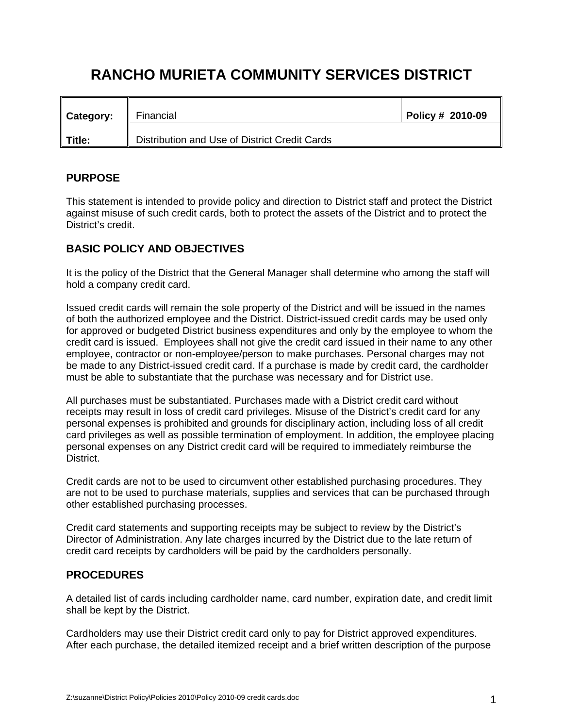# RANCHO MURIETA COMMUNITY SERVICES DISTRICT

| **Category:** | Financial | **Policy # 2010-09** |
|---|---|---|
| **Title:** | Distribution and Use of District Credit Cards | |

## PURPOSE

This statement is intended to provide policy and direction to District staff and protect the District against misuse of such credit cards, both to protect the assets of the District and to protect the District's credit.

## BASIC POLICY AND OBJECTIVES

It is the policy of the District that the General Manager shall determine who among the staff will hold a company credit card.

Issued credit cards will remain the sole property of the District and will be issued in the names of both the authorized employee and the District. District-issued credit cards may be used only for approved or budgeted District business expenditures and only by the employee to whom the credit card is issued. Employees shall not give the credit card issued in their name to any other employee, contractor or non-employee/person to make purchases. Personal charges may not be made to any District-issued credit card. If a purchase is made by credit card, the cardholder must be able to substantiate that the purchase was necessary and for District use.

All purchases must be substantiated. Purchases made with a District credit card without receipts may result in loss of credit card privileges. Misuse of the District's credit card for any personal expenses is prohibited and grounds for disciplinary action, including loss of all credit card privileges as well as possible termination of employment. In addition, the employee placing personal expenses on any District credit card will be required to immediately reimburse the District.

Credit cards are not to be used to circumvent other established purchasing procedures. They are not to be used to purchase materials, supplies and services that can be purchased through other established purchasing processes.

Credit card statements and supporting receipts may be subject to review by the District's Director of Administration. Any late charges incurred by the District due to the late return of credit card receipts by cardholders will be paid by the cardholders personally.

## PROCEDURES

A detailed list of cards including cardholder name, card number, expiration date, and credit limit shall be kept by the District.

Cardholders may use their District credit card only to pay for District approved expenditures. After each purchase, the detailed itemized receipt and a brief written description of the purpose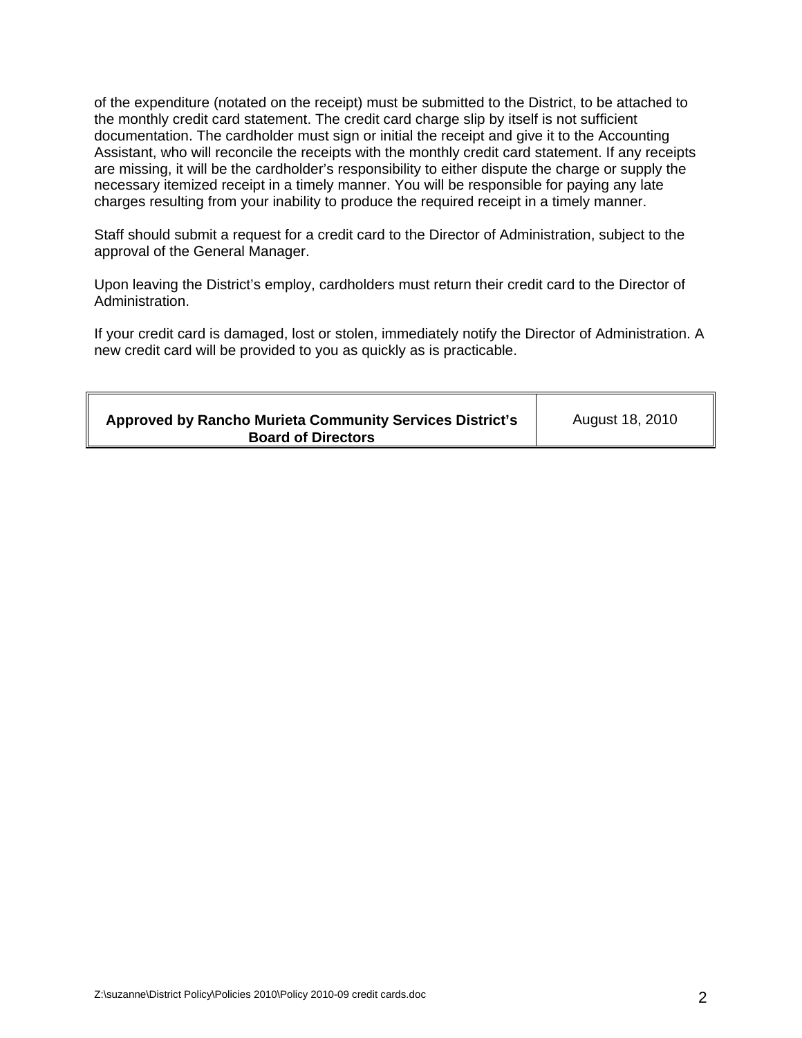of the expenditure (notated on the receipt) must be submitted to the District, to be attached to the monthly credit card statement. The credit card charge slip by itself is not sufficient documentation. The cardholder must sign or initial the receipt and give it to the Accounting Assistant, who will reconcile the receipts with the monthly credit card statement. If any receipts are missing, it will be the cardholder's responsibility to either dispute the charge or supply the necessary itemized receipt in a timely manner. You will be responsible for paying any late charges resulting from your inability to produce the required receipt in a timely manner.

Staff should submit a request for a credit card to the Director of Administration, subject to the approval of the General Manager.

Upon leaving the District's employ, cardholders must return their credit card to the Director of Administration.

If your credit card is damaged, lost or stolen, immediately notify the Director of Administration. A new credit card will be provided to you as quickly as is practicable.

| **Approved by Rancho Murieta Community Services District's Board of Directors** | August 18, 2010 |
|---|---|

Z:\suzanne\District Policy\Policies 2010\Policy 2010-09 credit cards.doc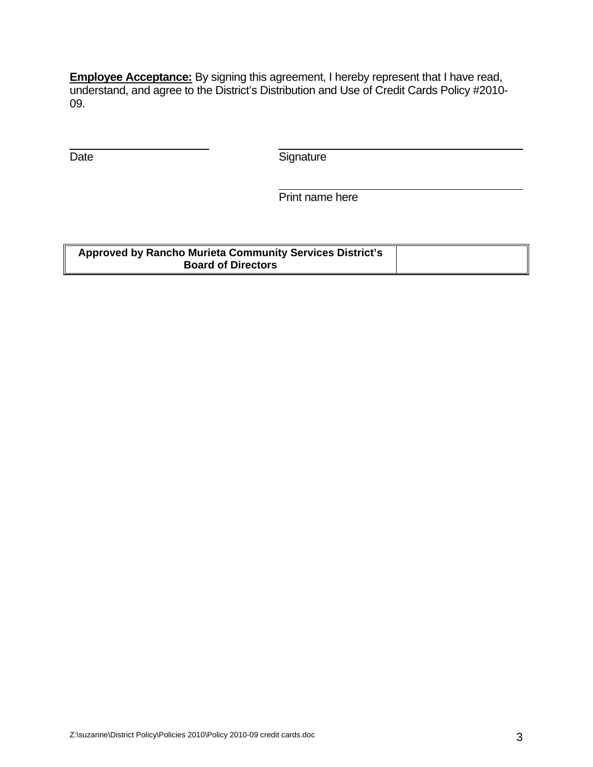**Employee Acceptance:** By signing this agreement, I hereby represent that I have read, understand, and agree to the District's Distribution and Use of Credit Cards Policy #2010-09.

______________________ &nbsp;&nbsp;&nbsp;&nbsp;&nbsp;&nbsp;&nbsp;&nbsp; ______________________________________
Date &nbsp;&nbsp;&nbsp;&nbsp;&nbsp;&nbsp;&nbsp;&nbsp;&nbsp;&nbsp;&nbsp;&nbsp;&nbsp;&nbsp;&nbsp;&nbsp;&nbsp;&nbsp;&nbsp;&nbsp;&nbsp;&nbsp;&nbsp;&nbsp;&nbsp;&nbsp;&nbsp;&nbsp;&nbsp;&nbsp;&nbsp;&nbsp;&nbsp;&nbsp;&nbsp;&nbsp; Signature

______________________________________
Print name here

| | |
|---|---|
| **Approved by Rancho Murieta Community Services District's Board of Directors** | |

Z:\suzanne\District Policy\Policies 2010\Policy 2010-09 credit cards.doc